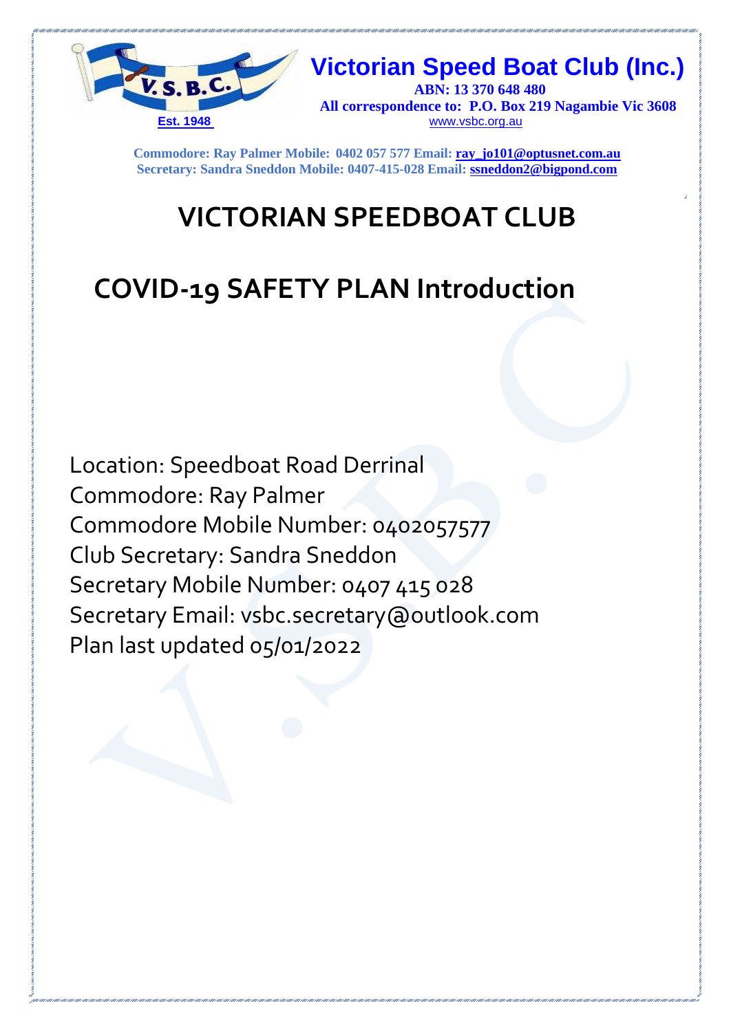**Victorian Speed Boat Club (Inc.)**

**ABN: 13 370 648 480**

**All correspondence to: P.O. Box 219 Nagambie Vic 3608**

www.vsbc.org.au

Est. 1948

**Commodore: Ray Palmer Mobile: 0402 057 577 Email: ray_jo101@optusnet.com.au**
**Secretary: Sandra Sneddon Mobile: 0407-415-028 Email: ssneddon2@bigpond.com**

# VICTORIAN SPEEDBOAT CLUB

# COVID-19 SAFETY PLAN Introduction

Location: Speedboat Road Derrinal
Commodore: Ray Palmer
Commodore Mobile Number: 0402057577
Club Secretary: Sandra Sneddon
Secretary Mobile Number: 0407 415 028
Secretary Email: vsbc.secretary@outlook.com
Plan last updated 05/01/2022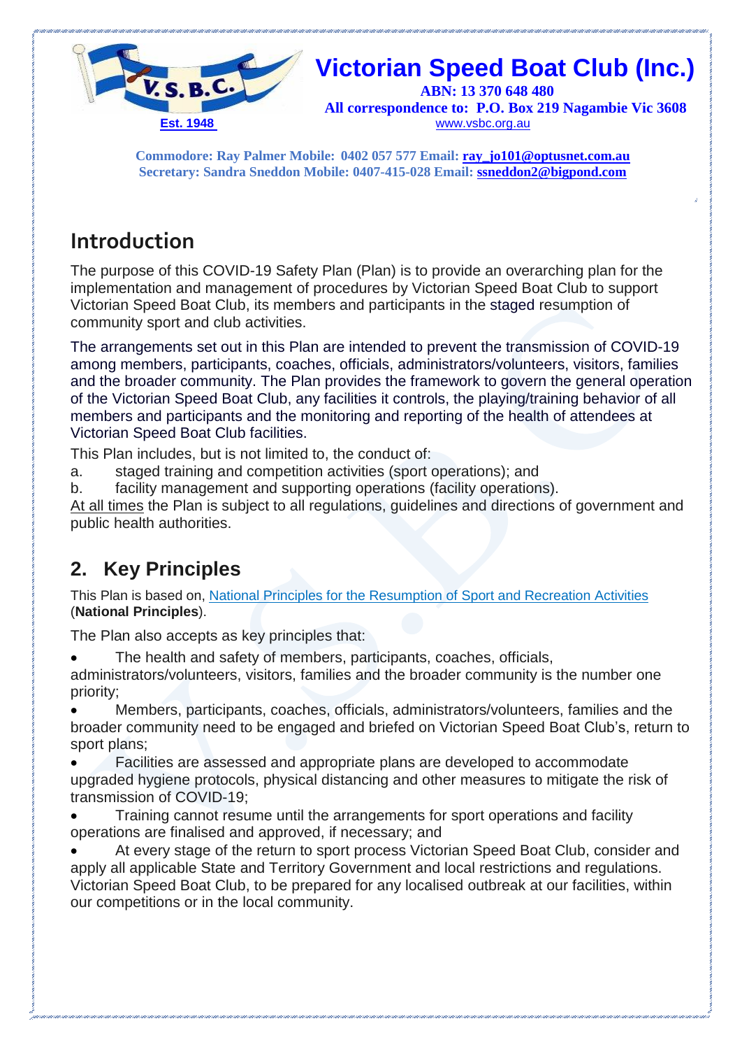# Victorian Speed Boat Club (Inc.)

**ABN: 13 370 648 480**

**All correspondence to: P.O. Box 219 Nagambie Vic 3608**

Est. 1948

www.vsbc.org.au

**Commodore: Ray Palmer Mobile: 0402 057 577 Email: ray_jo101@optusnet.com.au**
**Secretary: Sandra Sneddon Mobile: 0407-415-028 Email: ssneddon2@bigpond.com**

## Introduction

The purpose of this COVID-19 Safety Plan (Plan) is to provide an overarching plan for the implementation and management of procedures by Victorian Speed Boat Club to support Victorian Speed Boat Club, its members and participants in the staged resumption of community sport and club activities.

The arrangements set out in this Plan are intended to prevent the transmission of COVID-19 among members, participants, coaches, officials, administrators/volunteers, visitors, families and the broader community. The Plan provides the framework to govern the general operation of the Victorian Speed Boat Club, any facilities it controls, the playing/training behavior of all members and participants and the monitoring and reporting of the health of attendees at Victorian Speed Boat Club facilities.

This Plan includes, but is not limited to, the conduct of:

a. staged training and competition activities (sport operations); and
b. facility management and supporting operations (facility operations).

At all times the Plan is subject to all regulations, guidelines and directions of government and public health authorities.

## 2. Key Principles

This Plan is based on, National Principles for the Resumption of Sport and Recreation Activities (**National Principles**).

The Plan also accepts as key principles that:

- The health and safety of members, participants, coaches, officials, administrators/volunteers, visitors, families and the broader community is the number one priority;
- Members, participants, coaches, officials, administrators/volunteers, families and the broader community need to be engaged and briefed on Victorian Speed Boat Club's, return to sport plans;
- Facilities are assessed and appropriate plans are developed to accommodate upgraded hygiene protocols, physical distancing and other measures to mitigate the risk of transmission of COVID-19;
- Training cannot resume until the arrangements for sport operations and facility operations are finalised and approved, if necessary; and
- At every stage of the return to sport process Victorian Speed Boat Club, consider and apply all applicable State and Territory Government and local restrictions and regulations. Victorian Speed Boat Club, to be prepared for any localised outbreak at our facilities, within our competitions or in the local community.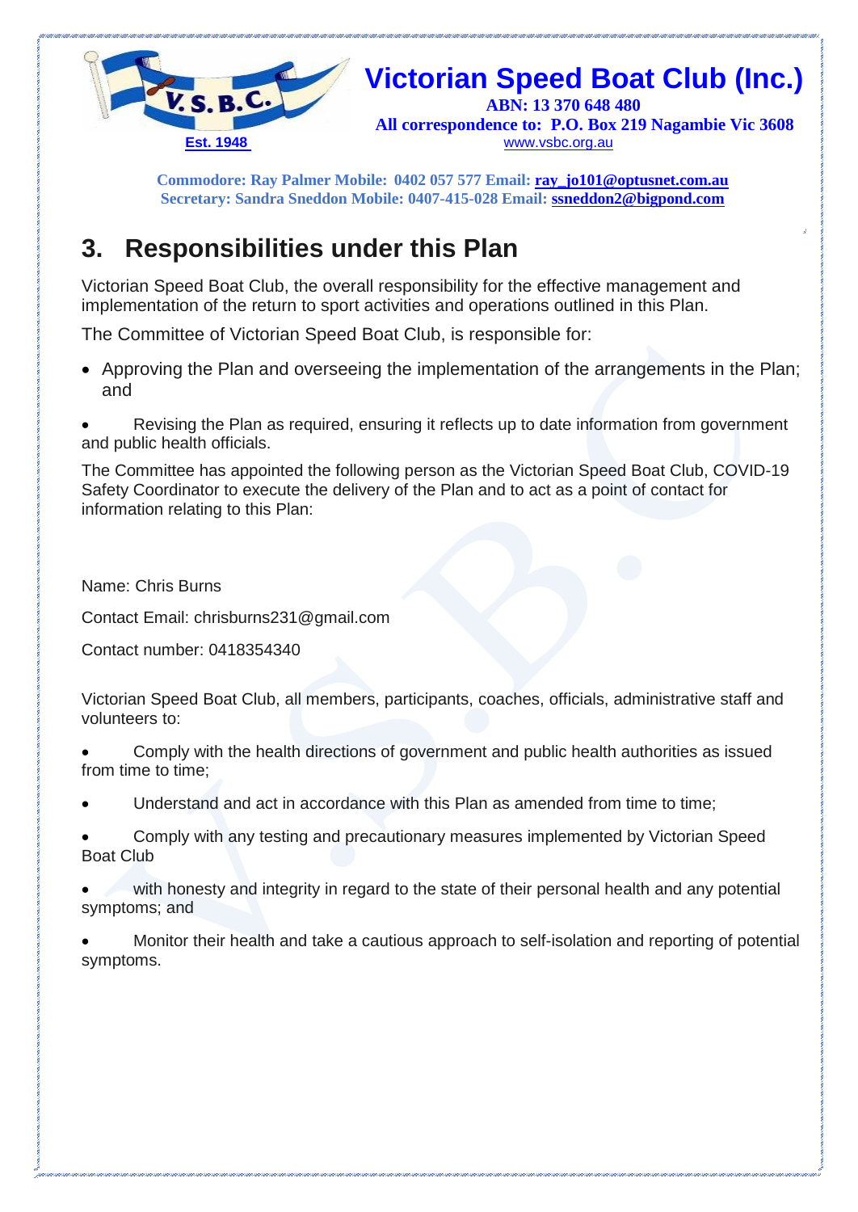## 3. Responsibilities under this Plan

Victorian Speed Boat Club, the overall responsibility for the effective management and implementation of the return to sport activities and operations outlined in this Plan.

The Committee of Victorian Speed Boat Club, is responsible for:

- Approving the Plan and overseeing the implementation of the arrangements in the Plan; and
- Revising the Plan as required, ensuring it reflects up to date information from government and public health officials.

The Committee has appointed the following person as the Victorian Speed Boat Club, COVID-19 Safety Coordinator to execute the delivery of the Plan and to act as a point of contact for information relating to this Plan:

Name: Chris Burns

Contact Email: chrisburns231@gmail.com

Contact number: 0418354340

Victorian Speed Boat Club, all members, participants, coaches, officials, administrative staff and volunteers to:

- Comply with the health directions of government and public health authorities as issued from time to time;
- Understand and act in accordance with this Plan as amended from time to time;
- Comply with any testing and precautionary measures implemented by Victorian Speed Boat Club
- with honesty and integrity in regard to the state of their personal health and any potential symptoms; and
- Monitor their health and take a cautious approach to self-isolation and reporting of potential symptoms.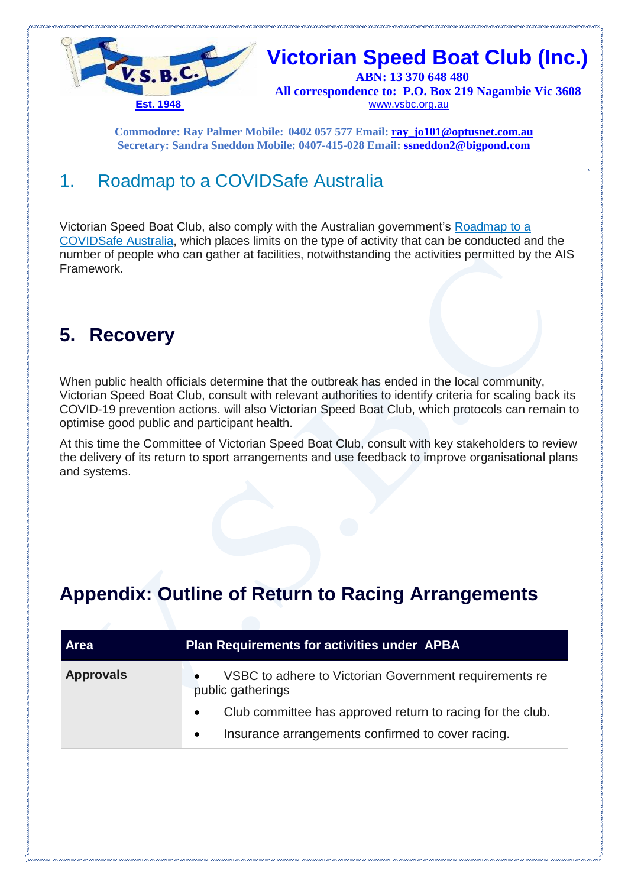# Victorian Speed Boat Club (Inc.)

**ABN: 13 370 648 480**
**All correspondence to: P.O. Box 219 Nagambie Vic 3608**
www.vsbc.org.au

Est. 1948

**Commodore: Ray Palmer Mobile: 0402 057 577 Email: ray_jo101@optusnet.com.au**
**Secretary: Sandra Sneddon Mobile: 0407-415-028 Email: ssneddon2@bigpond.com**

## 1. Roadmap to a COVIDSafe Australia

Victorian Speed Boat Club, also comply with the Australian government's Roadmap to a COVIDSafe Australia, which places limits on the type of activity that can be conducted and the number of people who can gather at facilities, notwithstanding the activities permitted by the AIS Framework.

## 5. Recovery

When public health officials determine that the outbreak has ended in the local community, Victorian Speed Boat Club, consult with relevant authorities to identify criteria for scaling back its COVID-19 prevention actions. will also Victorian Speed Boat Club, which protocols can remain to optimise good public and participant health.

At this time the Committee of Victorian Speed Boat Club, consult with key stakeholders to review the delivery of its return to sport arrangements and use feedback to improve organisational plans and systems.

## Appendix: Outline of Return to Racing Arrangements

| Area | Plan Requirements for activities under APBA |
|---|---|
| **Approvals** | • VSBC to adhere to Victorian Government requirements re public gatherings<br>• Club committee has approved return to racing for the club.<br>• Insurance arrangements confirmed to cover racing. |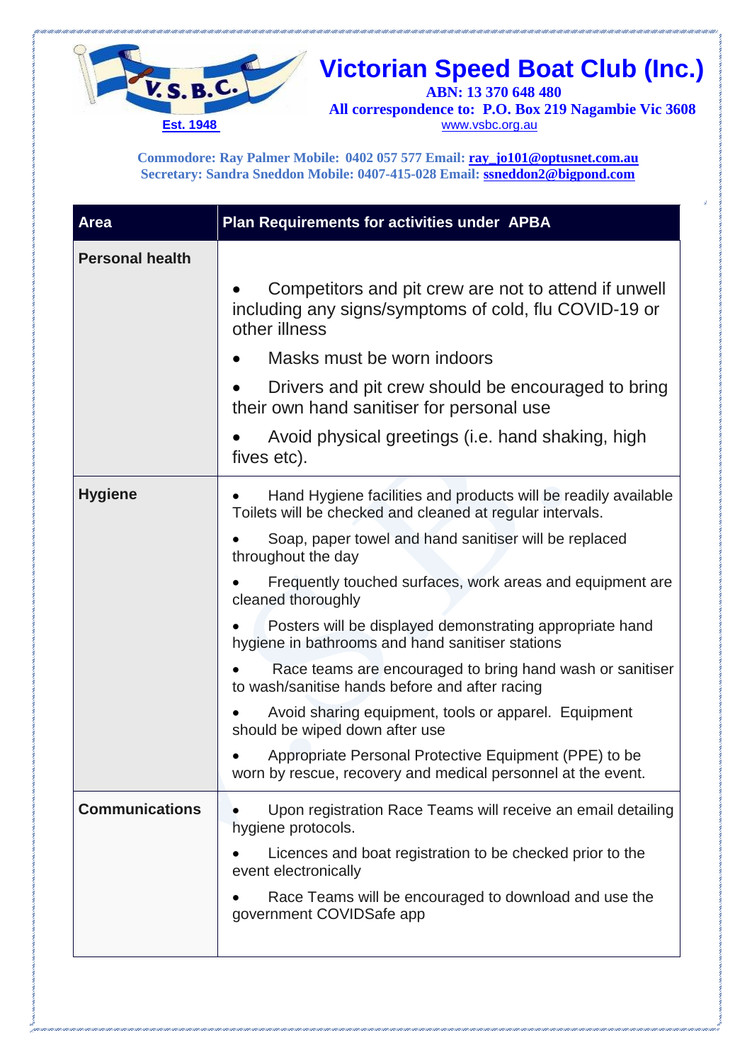# Victorian Speed Boat Club (Inc.)

**ABN: 13 370 648 480**

**All correspondence to: P.O. Box 219 Nagambie Vic 3608**

www.vsbc.org.au

Est. 1948

**Commodore: Ray Palmer Mobile: 0402 057 577 Email: ray_jo101@optusnet.com.au**
**Secretary: Sandra Sneddon Mobile: 0407-415-028 Email: ssneddon2@bigpond.com**

| Area | Plan Requirements for activities under APBA |
|---|---|
| **Personal health** | • Competitors and pit crew are not to attend if unwell including any signs/symptoms of cold, flu COVID-19 or other illness<br>• Masks must be worn indoors<br>• Drivers and pit crew should be encouraged to bring their own hand sanitiser for personal use<br>• Avoid physical greetings (i.e. hand shaking, high fives etc). |
| **Hygiene** | • Hand Hygiene facilities and products will be readily available Toilets will be checked and cleaned at regular intervals.<br>• Soap, paper towel and hand sanitiser will be replaced throughout the day<br>• Frequently touched surfaces, work areas and equipment are cleaned thoroughly<br>• Posters will be displayed demonstrating appropriate hand hygiene in bathrooms and hand sanitiser stations<br>• Race teams are encouraged to bring hand wash or sanitiser to wash/sanitise hands before and after racing<br>• Avoid sharing equipment, tools or apparel. Equipment should be wiped down after use<br>• Appropriate Personal Protective Equipment (PPE) to be worn by rescue, recovery and medical personnel at the event. |
| **Communications** | • Upon registration Race Teams will receive an email detailing hygiene protocols.<br>• Licences and boat registration to be checked prior to the event electronically<br>• Race Teams will be encouraged to download and use the government COVIDSafe app |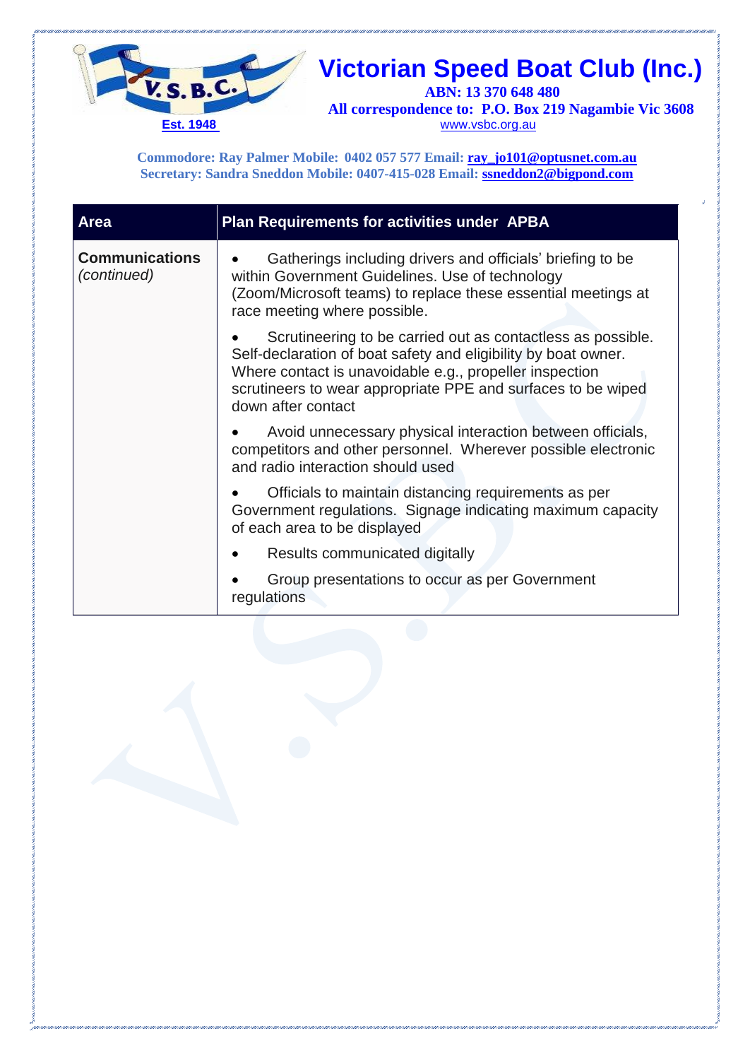# Victorian Speed Boat Club (Inc.)

**ABN: 13 370 648 480**

**All correspondence to: P.O. Box 219 Nagambie Vic 3608**

www.vsbc.org.au

Est. 1948

**Commodore: Ray Palmer Mobile: 0402 057 577 Email: ray_jo101@optusnet.com.au**
**Secretary: Sandra Sneddon Mobile: 0407-415-028 Email: ssneddon2@bigpond.com**

| Area | Plan Requirements for activities under APBA |
|---|---|
| **Communications** *(continued)* | • Gatherings including drivers and officials' briefing to be within Government Guidelines. Use of technology (Zoom/Microsoft teams) to replace these essential meetings at race meeting where possible.<br>• Scrutineering to be carried out as contactless as possible. Self-declaration of boat safety and eligibility by boat owner. Where contact is unavoidable e.g., propeller inspection scrutineers to wear appropriate PPE and surfaces to be wiped down after contact<br>• Avoid unnecessary physical interaction between officials, competitors and other personnel. Wherever possible electronic and radio interaction should used<br>• Officials to maintain distancing requirements as per Government regulations. Signage indicating maximum capacity of each area to be displayed<br>• Results communicated digitally<br>• Group presentations to occur as per Government regulations |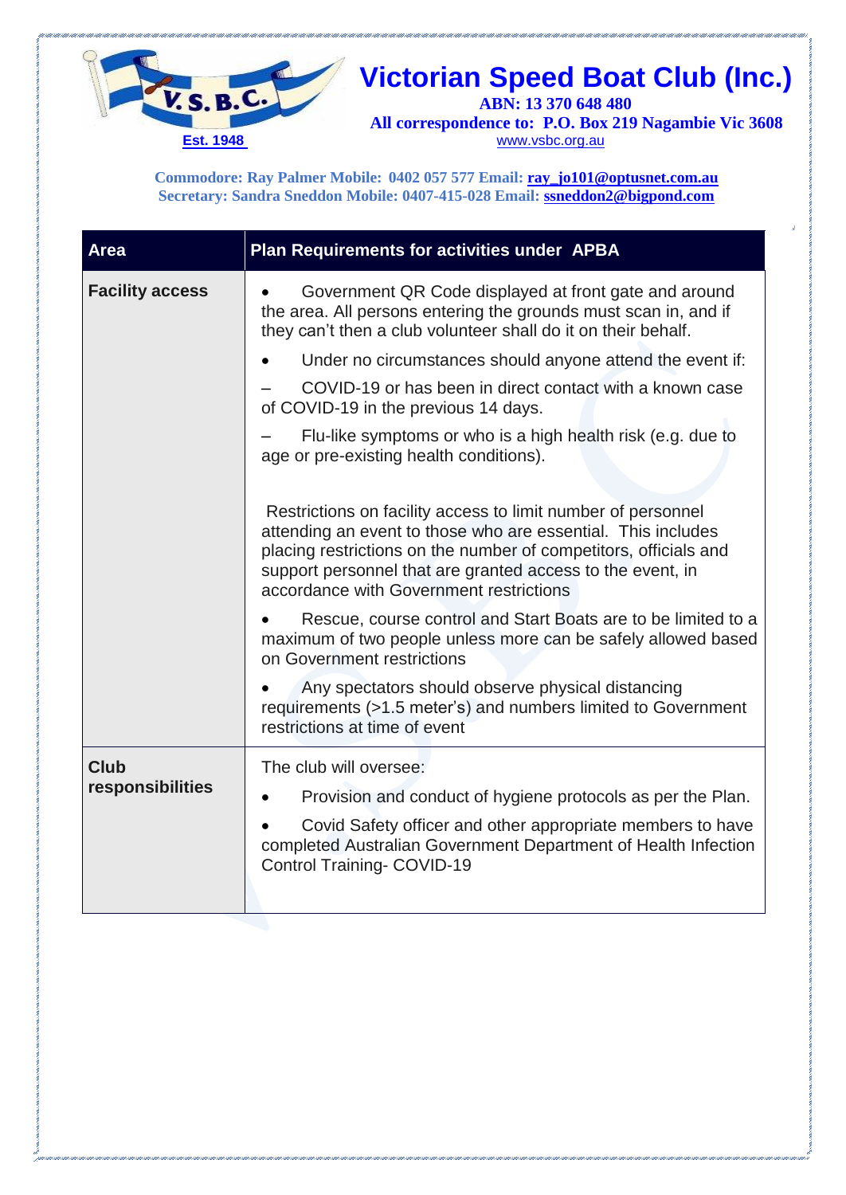# Victorian Speed Boat Club (Inc.)

**ABN: 13 370 648 480**

**All correspondence to: P.O. Box 219 Nagambie Vic 3608**

www.vsbc.org.au

Est. 1948

**Commodore: Ray Palmer Mobile: 0402 057 577 Email: ray_jo101@optusnet.com.au**
**Secretary: Sandra Sneddon Mobile: 0407-415-028 Email: ssneddon2@bigpond.com**

| Area | Plan Requirements for activities under APBA |
|---|---|
| **Facility access** | • Government QR Code displayed at front gate and around the area. All persons entering the grounds must scan in, and if they can't then a club volunteer shall do it on their behalf.<br>• Under no circumstances should anyone attend the event if:<br>– COVID-19 or has been in direct contact with a known case of COVID-19 in the previous 14 days.<br>– Flu-like symptoms or who is a high health risk (e.g. due to age or pre-existing health conditions).<br><br>Restrictions on facility access to limit number of personnel attending an event to those who are essential. This includes placing restrictions on the number of competitors, officials and support personnel that are granted access to the event, in accordance with Government restrictions<br>• Rescue, course control and Start Boats are to be limited to a maximum of two people unless more can be safely allowed based on Government restrictions<br>• Any spectators should observe physical distancing requirements (>1.5 meter's) and numbers limited to Government restrictions at time of event |
| **Club responsibilities** | The club will oversee:<br>• Provision and conduct of hygiene protocols as per the Plan.<br>• Covid Safety officer and other appropriate members to have completed Australian Government Department of Health Infection Control Training- COVID-19 |